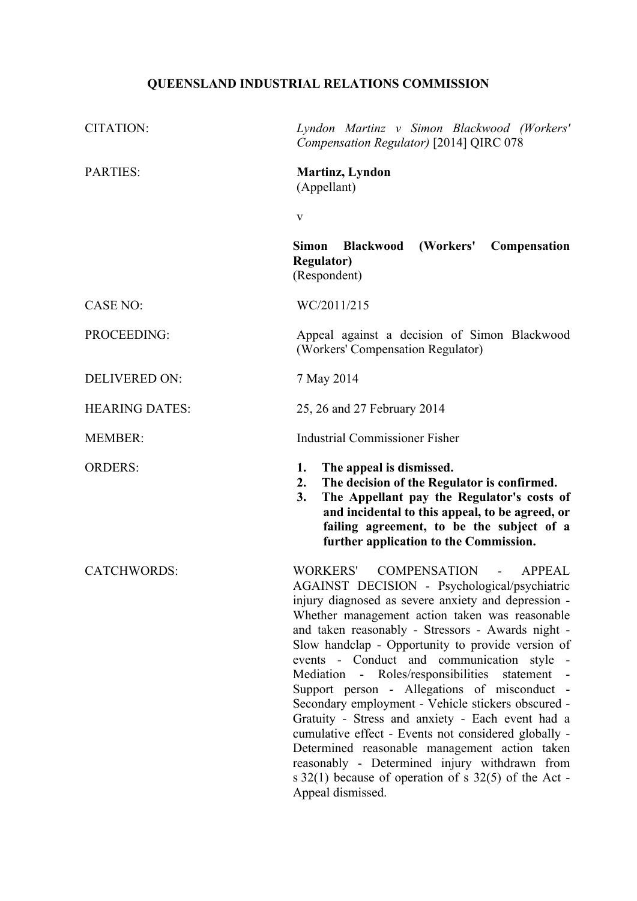# QUEENSLAND INDUSTRIAL RELATIONS COMMISSION

| | |
|---|---|
| CITATION: | *Lyndon Martinz v Simon Blackwood (Workers' Compensation Regulator)* [2014] QIRC 078 |
| PARTIES: | **Martinz, Lyndon**<br>(Appellant)<br><br>v<br><br>**Simon Blackwood (Workers' Compensation Regulator)**<br>(Respondent) |
| CASE NO: | WC/2011/215 |
| PROCEEDING: | Appeal against a decision of Simon Blackwood (Workers' Compensation Regulator) |
| DELIVERED ON: | 7 May 2014 |
| HEARING DATES: | 25, 26 and 27 February 2014 |
| MEMBER: | Industrial Commissioner Fisher |
| ORDERS: | **1. The appeal is dismissed.**<br>**2. The decision of the Regulator is confirmed.**<br>**3. The Appellant pay the Regulator's costs of and incidental to this appeal, to be agreed, or failing agreement, to be the subject of a further application to the Commission.** |
| CATCHWORDS: | WORKERS' COMPENSATION - APPEAL AGAINST DECISION - Psychological/psychiatric injury diagnosed as severe anxiety and depression - Whether management action taken was reasonable and taken reasonably - Stressors - Awards night - Slow handclap - Opportunity to provide version of events - Conduct and communication style - Mediation - Roles/responsibilities statement - Support person - Allegations of misconduct - Secondary employment - Vehicle stickers obscured - Gratuity - Stress and anxiety - Each event had a cumulative effect - Events not considered globally - Determined reasonable management action taken reasonably - Determined injury withdrawn from s 32(1) because of operation of s 32(5) of the Act - Appeal dismissed. |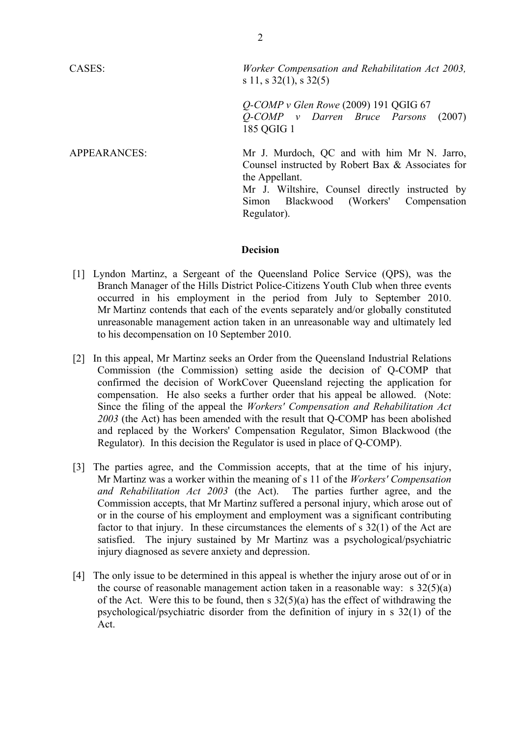| | |
|---|---|
| CASES: | *Worker Compensation and Rehabilitation Act 2003,* s 11, s 32(1), s 32(5)<br><br>*Q-COMP v Glen Rowe* (2009) 191 QGIG 67<br>*Q-COMP v Darren Bruce Parsons* (2007) 185 QGIG 1 |
| APPEARANCES: | Mr J. Murdoch, QC and with him Mr N. Jarro, Counsel instructed by Robert Bax & Associates for the Appellant.<br>Mr J. Wiltshire, Counsel directly instructed by Simon Blackwood (Workers' Compensation Regulator). |

**Decision**

[1] Lyndon Martinz, a Sergeant of the Queensland Police Service (QPS), was the Branch Manager of the Hills District Police-Citizens Youth Club when three events occurred in his employment in the period from July to September 2010. Mr Martinz contends that each of the events separately and/or globally constituted unreasonable management action taken in an unreasonable way and ultimately led to his decompensation on 10 September 2010.

[2] In this appeal, Mr Martinz seeks an Order from the Queensland Industrial Relations Commission (the Commission) setting aside the decision of Q-COMP that confirmed the decision of WorkCover Queensland rejecting the application for compensation. He also seeks a further order that his appeal be allowed. (Note: Since the filing of the appeal the *Workers' Compensation and Rehabilitation Act 2003* (the Act) has been amended with the result that Q-COMP has been abolished and replaced by the Workers' Compensation Regulator, Simon Blackwood (the Regulator). In this decision the Regulator is used in place of Q-COMP).

[3] The parties agree, and the Commission accepts, that at the time of his injury, Mr Martinz was a worker within the meaning of s 11 of the *Workers' Compensation and Rehabilitation Act 2003* (the Act). The parties further agree, and the Commission accepts, that Mr Martinz suffered a personal injury, which arose out of or in the course of his employment and employment was a significant contributing factor to that injury. In these circumstances the elements of s 32(1) of the Act are satisfied. The injury sustained by Mr Martinz was a psychological/psychiatric injury diagnosed as severe anxiety and depression.

[4] The only issue to be determined in this appeal is whether the injury arose out of or in the course of reasonable management action taken in a reasonable way: s 32(5)(a) of the Act. Were this to be found, then s 32(5)(a) has the effect of withdrawing the psychological/psychiatric disorder from the definition of injury in s 32(1) of the Act.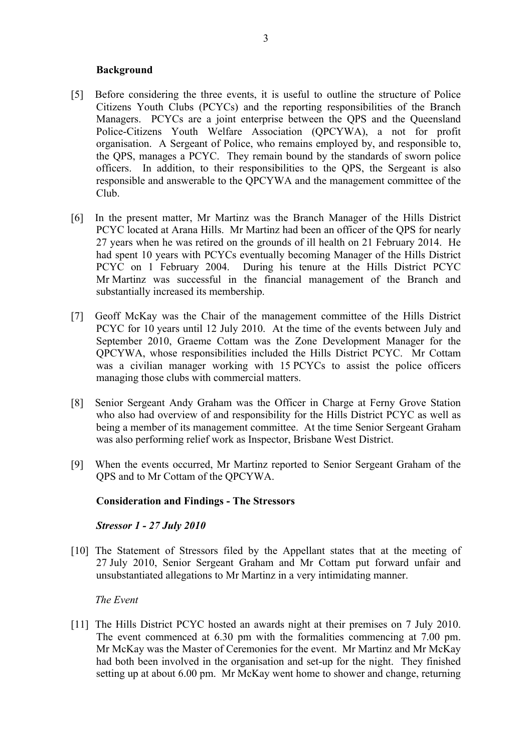**Background**

[5] Before considering the three events, it is useful to outline the structure of Police Citizens Youth Clubs (PCYCs) and the reporting responsibilities of the Branch Managers. PCYCs are a joint enterprise between the QPS and the Queensland Police-Citizens Youth Welfare Association (QPCYWA), a not for profit organisation. A Sergeant of Police, who remains employed by, and responsible to, the QPS, manages a PCYC. They remain bound by the standards of sworn police officers. In addition, to their responsibilities to the QPS, the Sergeant is also responsible and answerable to the QPCYWA and the management committee of the Club.

[6] In the present matter, Mr Martinz was the Branch Manager of the Hills District PCYC located at Arana Hills. Mr Martinz had been an officer of the QPS for nearly 27 years when he was retired on the grounds of ill health on 21 February 2014. He had spent 10 years with PCYCs eventually becoming Manager of the Hills District PCYC on 1 February 2004. During his tenure at the Hills District PCYC Mr Martinz was successful in the financial management of the Branch and substantially increased its membership.

[7] Geoff McKay was the Chair of the management committee of the Hills District PCYC for 10 years until 12 July 2010. At the time of the events between July and September 2010, Graeme Cottam was the Zone Development Manager for the QPCYWA, whose responsibilities included the Hills District PCYC. Mr Cottam was a civilian manager working with 15 PCYCs to assist the police officers managing those clubs with commercial matters.

[8] Senior Sergeant Andy Graham was the Officer in Charge at Ferny Grove Station who also had overview of and responsibility for the Hills District PCYC as well as being a member of its management committee. At the time Senior Sergeant Graham was also performing relief work as Inspector, Brisbane West District.

[9] When the events occurred, Mr Martinz reported to Senior Sergeant Graham of the QPS and to Mr Cottam of the QPCYWA.

**Consideration and Findings - The Stressors**

***Stressor 1 - 27 July 2010***

[10] The Statement of Stressors filed by the Appellant states that at the meeting of 27 July 2010, Senior Sergeant Graham and Mr Cottam put forward unfair and unsubstantiated allegations to Mr Martinz in a very intimidating manner.

*The Event*

[11] The Hills District PCYC hosted an awards night at their premises on 7 July 2010. The event commenced at 6.30 pm with the formalities commencing at 7.00 pm. Mr McKay was the Master of Ceremonies for the event. Mr Martinz and Mr McKay had both been involved in the organisation and set-up for the night. They finished setting up at about 6.00 pm. Mr McKay went home to shower and change, returning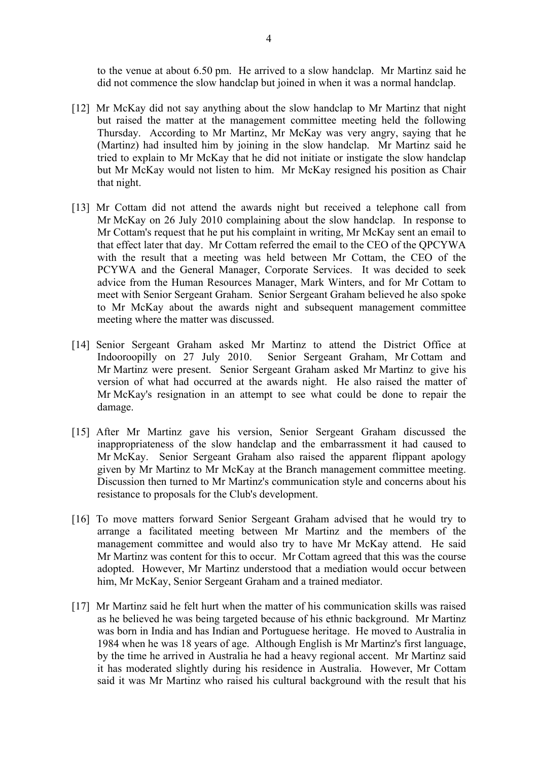to the venue at about 6.50 pm. He arrived to a slow handclap. Mr Martinz said he did not commence the slow handclap but joined in when it was a normal handclap.

[12] Mr McKay did not say anything about the slow handclap to Mr Martinz that night but raised the matter at the management committee meeting held the following Thursday. According to Mr Martinz, Mr McKay was very angry, saying that he (Martinz) had insulted him by joining in the slow handclap. Mr Martinz said he tried to explain to Mr McKay that he did not initiate or instigate the slow handclap but Mr McKay would not listen to him. Mr McKay resigned his position as Chair that night.

[13] Mr Cottam did not attend the awards night but received a telephone call from Mr McKay on 26 July 2010 complaining about the slow handclap. In response to Mr Cottam's request that he put his complaint in writing, Mr McKay sent an email to that effect later that day. Mr Cottam referred the email to the CEO of the QPCYWA with the result that a meeting was held between Mr Cottam, the CEO of the PCYWA and the General Manager, Corporate Services. It was decided to seek advice from the Human Resources Manager, Mark Winters, and for Mr Cottam to meet with Senior Sergeant Graham. Senior Sergeant Graham believed he also spoke to Mr McKay about the awards night and subsequent management committee meeting where the matter was discussed.

[14] Senior Sergeant Graham asked Mr Martinz to attend the District Office at Indooroopilly on 27 July 2010. Senior Sergeant Graham, Mr Cottam and Mr Martinz were present. Senior Sergeant Graham asked Mr Martinz to give his version of what had occurred at the awards night. He also raised the matter of Mr McKay's resignation in an attempt to see what could be done to repair the damage.

[15] After Mr Martinz gave his version, Senior Sergeant Graham discussed the inappropriateness of the slow handclap and the embarrassment it had caused to Mr McKay. Senior Sergeant Graham also raised the apparent flippant apology given by Mr Martinz to Mr McKay at the Branch management committee meeting. Discussion then turned to Mr Martinz's communication style and concerns about his resistance to proposals for the Club's development.

[16] To move matters forward Senior Sergeant Graham advised that he would try to arrange a facilitated meeting between Mr Martinz and the members of the management committee and would also try to have Mr McKay attend. He said Mr Martinz was content for this to occur. Mr Cottam agreed that this was the course adopted. However, Mr Martinz understood that a mediation would occur between him, Mr McKay, Senior Sergeant Graham and a trained mediator.

[17] Mr Martinz said he felt hurt when the matter of his communication skills was raised as he believed he was being targeted because of his ethnic background. Mr Martinz was born in India and has Indian and Portuguese heritage. He moved to Australia in 1984 when he was 18 years of age. Although English is Mr Martinz's first language, by the time he arrived in Australia he had a heavy regional accent. Mr Martinz said it has moderated slightly during his residence in Australia. However, Mr Cottam said it was Mr Martinz who raised his cultural background with the result that his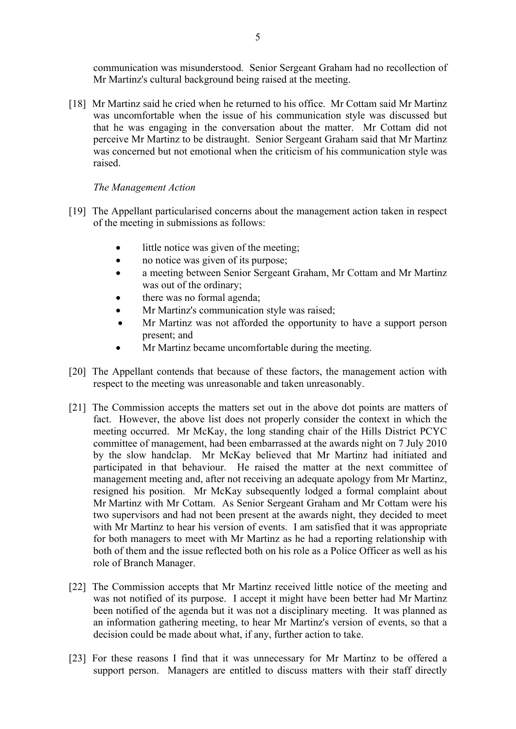communication was misunderstood. Senior Sergeant Graham had no recollection of Mr Martinz's cultural background being raised at the meeting.

[18] Mr Martinz said he cried when he returned to his office. Mr Cottam said Mr Martinz was uncomfortable when the issue of his communication style was discussed but that he was engaging in the conversation about the matter. Mr Cottam did not perceive Mr Martinz to be distraught. Senior Sergeant Graham said that Mr Martinz was concerned but not emotional when the criticism of his communication style was raised.

*The Management Action*

[19] The Appellant particularised concerns about the management action taken in respect of the meeting in submissions as follows:

- little notice was given of the meeting;
- no notice was given of its purpose;
- a meeting between Senior Sergeant Graham, Mr Cottam and Mr Martinz was out of the ordinary;
- there was no formal agenda;
- Mr Martinz's communication style was raised;
- Mr Martinz was not afforded the opportunity to have a support person present; and
- Mr Martinz became uncomfortable during the meeting.

[20] The Appellant contends that because of these factors, the management action with respect to the meeting was unreasonable and taken unreasonably.

[21] The Commission accepts the matters set out in the above dot points are matters of fact. However, the above list does not properly consider the context in which the meeting occurred. Mr McKay, the long standing chair of the Hills District PCYC committee of management, had been embarrassed at the awards night on 7 July 2010 by the slow handclap. Mr McKay believed that Mr Martinz had initiated and participated in that behaviour. He raised the matter at the next committee of management meeting and, after not receiving an adequate apology from Mr Martinz, resigned his position. Mr McKay subsequently lodged a formal complaint about Mr Martinz with Mr Cottam. As Senior Sergeant Graham and Mr Cottam were his two supervisors and had not been present at the awards night, they decided to meet with Mr Martinz to hear his version of events. I am satisfied that it was appropriate for both managers to meet with Mr Martinz as he had a reporting relationship with both of them and the issue reflected both on his role as a Police Officer as well as his role of Branch Manager.

[22] The Commission accepts that Mr Martinz received little notice of the meeting and was not notified of its purpose. I accept it might have been better had Mr Martinz been notified of the agenda but it was not a disciplinary meeting. It was planned as an information gathering meeting, to hear Mr Martinz's version of events, so that a decision could be made about what, if any, further action to take.

[23] For these reasons I find that it was unnecessary for Mr Martinz to be offered a support person. Managers are entitled to discuss matters with their staff directly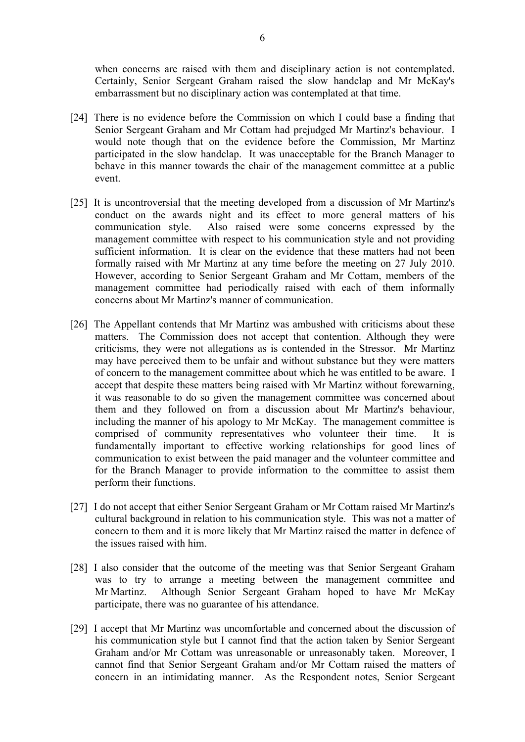when concerns are raised with them and disciplinary action is not contemplated. Certainly, Senior Sergeant Graham raised the slow handclap and Mr McKay's embarrassment but no disciplinary action was contemplated at that time.

[24] There is no evidence before the Commission on which I could base a finding that Senior Sergeant Graham and Mr Cottam had prejudged Mr Martinz's behaviour. I would note though that on the evidence before the Commission, Mr Martinz participated in the slow handclap. It was unacceptable for the Branch Manager to behave in this manner towards the chair of the management committee at a public event.

[25] It is uncontroversial that the meeting developed from a discussion of Mr Martinz's conduct on the awards night and its effect to more general matters of his communication style. Also raised were some concerns expressed by the management committee with respect to his communication style and not providing sufficient information. It is clear on the evidence that these matters had not been formally raised with Mr Martinz at any time before the meeting on 27 July 2010. However, according to Senior Sergeant Graham and Mr Cottam, members of the management committee had periodically raised with each of them informally concerns about Mr Martinz's manner of communication.

[26] The Appellant contends that Mr Martinz was ambushed with criticisms about these matters. The Commission does not accept that contention. Although they were criticisms, they were not allegations as is contended in the Stressor. Mr Martinz may have perceived them to be unfair and without substance but they were matters of concern to the management committee about which he was entitled to be aware. I accept that despite these matters being raised with Mr Martinz without forewarning, it was reasonable to do so given the management committee was concerned about them and they followed on from a discussion about Mr Martinz's behaviour, including the manner of his apology to Mr McKay. The management committee is comprised of community representatives who volunteer their time. It is fundamentally important to effective working relationships for good lines of communication to exist between the paid manager and the volunteer committee and for the Branch Manager to provide information to the committee to assist them perform their functions.

[27] I do not accept that either Senior Sergeant Graham or Mr Cottam raised Mr Martinz's cultural background in relation to his communication style. This was not a matter of concern to them and it is more likely that Mr Martinz raised the matter in defence of the issues raised with him.

[28] I also consider that the outcome of the meeting was that Senior Sergeant Graham was to try to arrange a meeting between the management committee and Mr Martinz. Although Senior Sergeant Graham hoped to have Mr McKay participate, there was no guarantee of his attendance.

[29] I accept that Mr Martinz was uncomfortable and concerned about the discussion of his communication style but I cannot find that the action taken by Senior Sergeant Graham and/or Mr Cottam was unreasonable or unreasonably taken. Moreover, I cannot find that Senior Sergeant Graham and/or Mr Cottam raised the matters of concern in an intimidating manner. As the Respondent notes, Senior Sergeant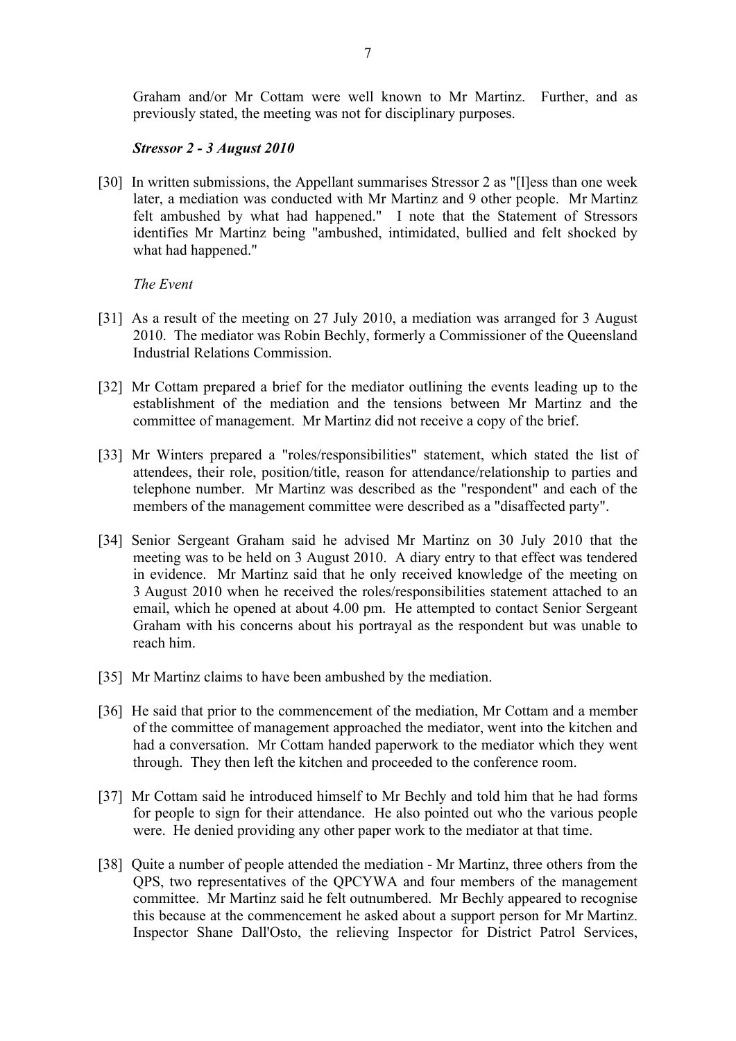Graham and/or Mr Cottam were well known to Mr Martinz. Further, and as previously stated, the meeting was not for disciplinary purposes.

***Stressor 2 - 3 August 2010***

[30] In written submissions, the Appellant summarises Stressor 2 as "[l]ess than one week later, a mediation was conducted with Mr Martinz and 9 other people. Mr Martinz felt ambushed by what had happened." I note that the Statement of Stressors identifies Mr Martinz being "ambushed, intimidated, bullied and felt shocked by what had happened."

*The Event*

[31] As a result of the meeting on 27 July 2010, a mediation was arranged for 3 August 2010. The mediator was Robin Bechly, formerly a Commissioner of the Queensland Industrial Relations Commission.

[32] Mr Cottam prepared a brief for the mediator outlining the events leading up to the establishment of the mediation and the tensions between Mr Martinz and the committee of management. Mr Martinz did not receive a copy of the brief.

[33] Mr Winters prepared a "roles/responsibilities" statement, which stated the list of attendees, their role, position/title, reason for attendance/relationship to parties and telephone number. Mr Martinz was described as the "respondent" and each of the members of the management committee were described as a "disaffected party".

[34] Senior Sergeant Graham said he advised Mr Martinz on 30 July 2010 that the meeting was to be held on 3 August 2010. A diary entry to that effect was tendered in evidence. Mr Martinz said that he only received knowledge of the meeting on 3 August 2010 when he received the roles/responsibilities statement attached to an email, which he opened at about 4.00 pm. He attempted to contact Senior Sergeant Graham with his concerns about his portrayal as the respondent but was unable to reach him.

[35] Mr Martinz claims to have been ambushed by the mediation.

[36] He said that prior to the commencement of the mediation, Mr Cottam and a member of the committee of management approached the mediator, went into the kitchen and had a conversation. Mr Cottam handed paperwork to the mediator which they went through. They then left the kitchen and proceeded to the conference room.

[37] Mr Cottam said he introduced himself to Mr Bechly and told him that he had forms for people to sign for their attendance. He also pointed out who the various people were. He denied providing any other paper work to the mediator at that time.

[38] Quite a number of people attended the mediation - Mr Martinz, three others from the QPS, two representatives of the QPCYWA and four members of the management committee. Mr Martinz said he felt outnumbered. Mr Bechly appeared to recognise this because at the commencement he asked about a support person for Mr Martinz. Inspector Shane Dall'Osto, the relieving Inspector for District Patrol Services,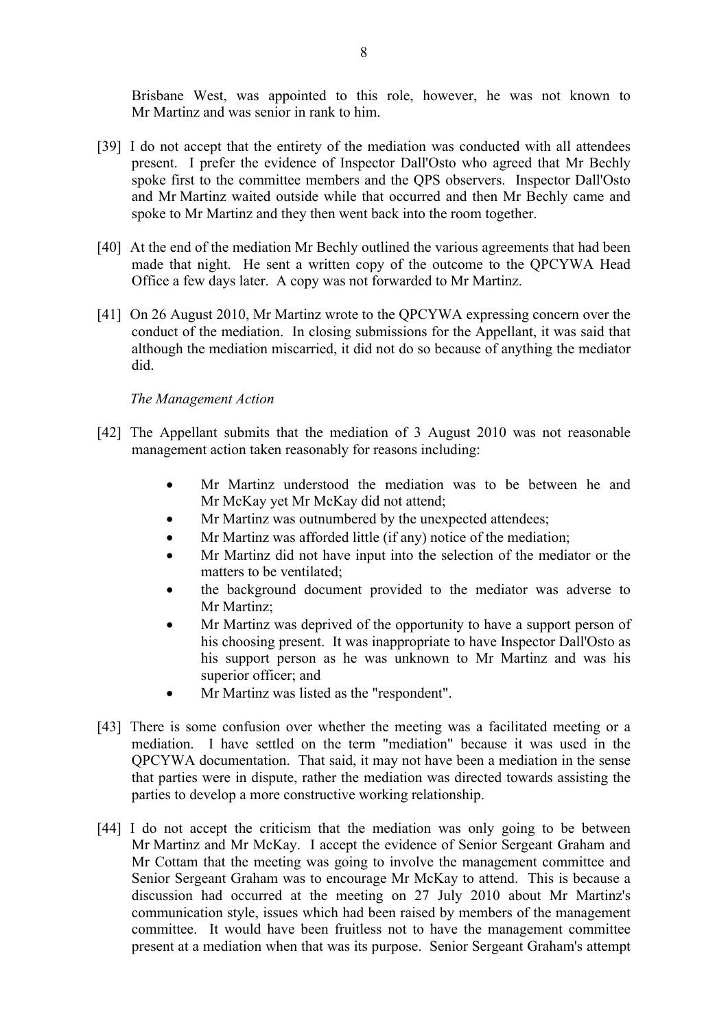Brisbane West, was appointed to this role, however, he was not known to Mr Martinz and was senior in rank to him.

[39] I do not accept that the entirety of the mediation was conducted with all attendees present. I prefer the evidence of Inspector Dall'Osto who agreed that Mr Bechly spoke first to the committee members and the QPS observers. Inspector Dall'Osto and Mr Martinz waited outside while that occurred and then Mr Bechly came and spoke to Mr Martinz and they then went back into the room together.

[40] At the end of the mediation Mr Bechly outlined the various agreements that had been made that night. He sent a written copy of the outcome to the QPCYWA Head Office a few days later. A copy was not forwarded to Mr Martinz.

[41] On 26 August 2010, Mr Martinz wrote to the QPCYWA expressing concern over the conduct of the mediation. In closing submissions for the Appellant, it was said that although the mediation miscarried, it did not do so because of anything the mediator did.

*The Management Action*

[42] The Appellant submits that the mediation of 3 August 2010 was not reasonable management action taken reasonably for reasons including:

- Mr Martinz understood the mediation was to be between he and Mr McKay yet Mr McKay did not attend;
- Mr Martinz was outnumbered by the unexpected attendees;
- Mr Martinz was afforded little (if any) notice of the mediation;
- Mr Martinz did not have input into the selection of the mediator or the matters to be ventilated;
- the background document provided to the mediator was adverse to Mr Martinz;
- Mr Martinz was deprived of the opportunity to have a support person of his choosing present. It was inappropriate to have Inspector Dall'Osto as his support person as he was unknown to Mr Martinz and was his superior officer; and
- Mr Martinz was listed as the "respondent".

[43] There is some confusion over whether the meeting was a facilitated meeting or a mediation. I have settled on the term "mediation" because it was used in the QPCYWA documentation. That said, it may not have been a mediation in the sense that parties were in dispute, rather the mediation was directed towards assisting the parties to develop a more constructive working relationship.

[44] I do not accept the criticism that the mediation was only going to be between Mr Martinz and Mr McKay. I accept the evidence of Senior Sergeant Graham and Mr Cottam that the meeting was going to involve the management committee and Senior Sergeant Graham was to encourage Mr McKay to attend. This is because a discussion had occurred at the meeting on 27 July 2010 about Mr Martinz's communication style, issues which had been raised by members of the management committee. It would have been fruitless not to have the management committee present at a mediation when that was its purpose. Senior Sergeant Graham's attempt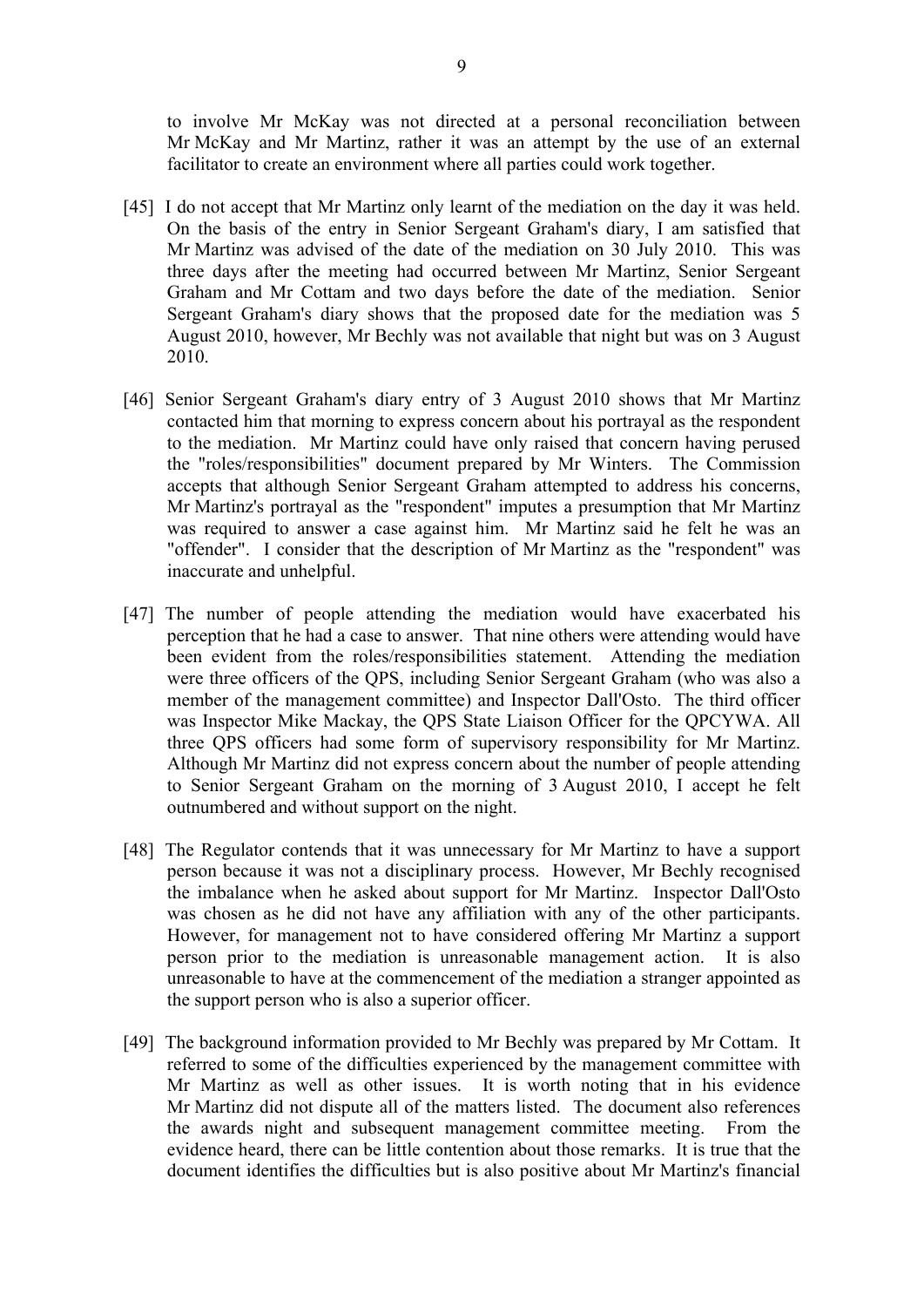to involve Mr McKay was not directed at a personal reconciliation between Mr McKay and Mr Martinz, rather it was an attempt by the use of an external facilitator to create an environment where all parties could work together.

[45] I do not accept that Mr Martinz only learnt of the mediation on the day it was held. On the basis of the entry in Senior Sergeant Graham's diary, I am satisfied that Mr Martinz was advised of the date of the mediation on 30 July 2010. This was three days after the meeting had occurred between Mr Martinz, Senior Sergeant Graham and Mr Cottam and two days before the date of the mediation. Senior Sergeant Graham's diary shows that the proposed date for the mediation was 5 August 2010, however, Mr Bechly was not available that night but was on 3 August 2010.

[46] Senior Sergeant Graham's diary entry of 3 August 2010 shows that Mr Martinz contacted him that morning to express concern about his portrayal as the respondent to the mediation. Mr Martinz could have only raised that concern having perused the "roles/responsibilities" document prepared by Mr Winters. The Commission accepts that although Senior Sergeant Graham attempted to address his concerns, Mr Martinz's portrayal as the "respondent" imputes a presumption that Mr Martinz was required to answer a case against him. Mr Martinz said he felt he was an "offender". I consider that the description of Mr Martinz as the "respondent" was inaccurate and unhelpful.

[47] The number of people attending the mediation would have exacerbated his perception that he had a case to answer. That nine others were attending would have been evident from the roles/responsibilities statement. Attending the mediation were three officers of the QPS, including Senior Sergeant Graham (who was also a member of the management committee) and Inspector Dall'Osto. The third officer was Inspector Mike Mackay, the QPS State Liaison Officer for the QPCYWA. All three QPS officers had some form of supervisory responsibility for Mr Martinz. Although Mr Martinz did not express concern about the number of people attending to Senior Sergeant Graham on the morning of 3 August 2010, I accept he felt outnumbered and without support on the night.

[48] The Regulator contends that it was unnecessary for Mr Martinz to have a support person because it was not a disciplinary process. However, Mr Bechly recognised the imbalance when he asked about support for Mr Martinz. Inspector Dall'Osto was chosen as he did not have any affiliation with any of the other participants. However, for management not to have considered offering Mr Martinz a support person prior to the mediation is unreasonable management action. It is also unreasonable to have at the commencement of the mediation a stranger appointed as the support person who is also a superior officer.

[49] The background information provided to Mr Bechly was prepared by Mr Cottam. It referred to some of the difficulties experienced by the management committee with Mr Martinz as well as other issues. It is worth noting that in his evidence Mr Martinz did not dispute all of the matters listed. The document also references the awards night and subsequent management committee meeting. From the evidence heard, there can be little contention about those remarks. It is true that the document identifies the difficulties but is also positive about Mr Martinz's financial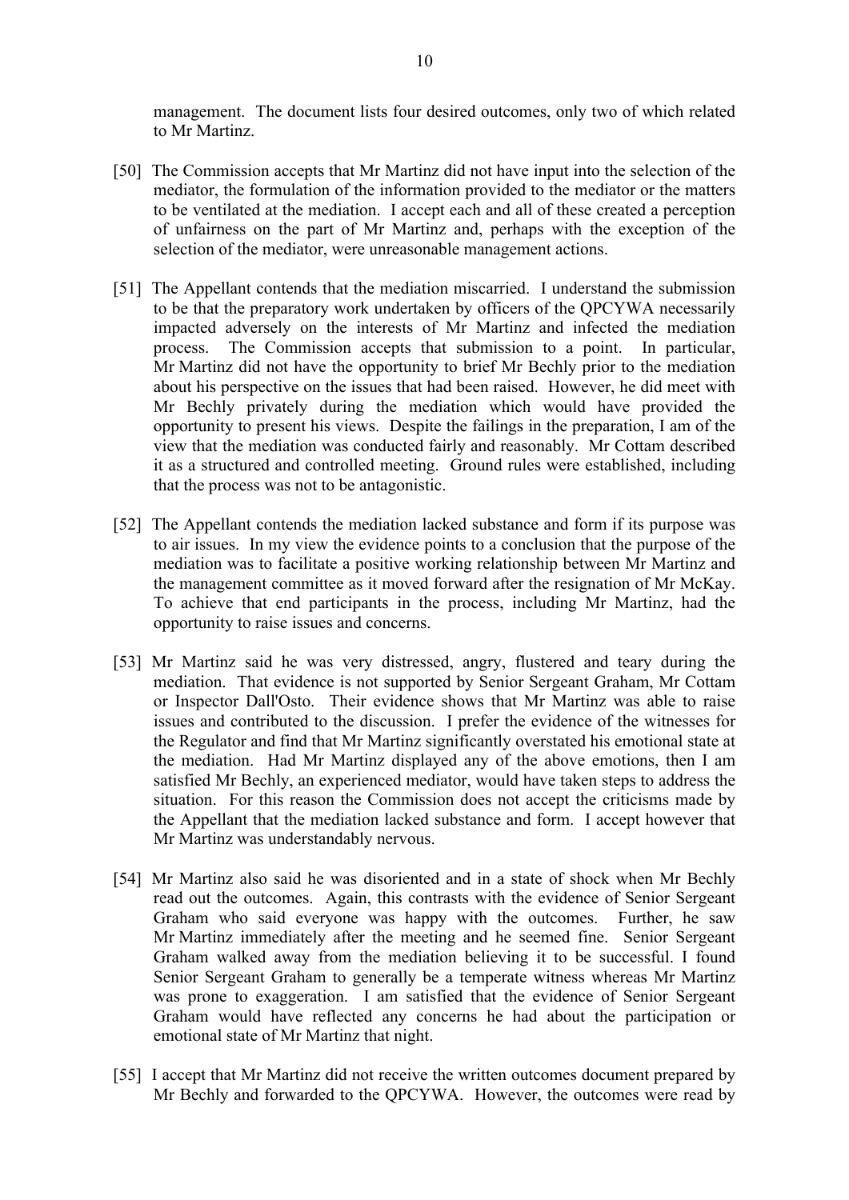management. The document lists four desired outcomes, only two of which related to Mr Martinz.

[50] The Commission accepts that Mr Martinz did not have input into the selection of the mediator, the formulation of the information provided to the mediator or the matters to be ventilated at the mediation. I accept each and all of these created a perception of unfairness on the part of Mr Martinz and, perhaps with the exception of the selection of the mediator, were unreasonable management actions.

[51] The Appellant contends that the mediation miscarried. I understand the submission to be that the preparatory work undertaken by officers of the QPCYWA necessarily impacted adversely on the interests of Mr Martinz and infected the mediation process. The Commission accepts that submission to a point. In particular, Mr Martinz did not have the opportunity to brief Mr Bechly prior to the mediation about his perspective on the issues that had been raised. However, he did meet with Mr Bechly privately during the mediation which would have provided the opportunity to present his views. Despite the failings in the preparation, I am of the view that the mediation was conducted fairly and reasonably. Mr Cottam described it as a structured and controlled meeting. Ground rules were established, including that the process was not to be antagonistic.

[52] The Appellant contends the mediation lacked substance and form if its purpose was to air issues. In my view the evidence points to a conclusion that the purpose of the mediation was to facilitate a positive working relationship between Mr Martinz and the management committee as it moved forward after the resignation of Mr McKay. To achieve that end participants in the process, including Mr Martinz, had the opportunity to raise issues and concerns.

[53] Mr Martinz said he was very distressed, angry, flustered and teary during the mediation. That evidence is not supported by Senior Sergeant Graham, Mr Cottam or Inspector Dall'Osto. Their evidence shows that Mr Martinz was able to raise issues and contributed to the discussion. I prefer the evidence of the witnesses for the Regulator and find that Mr Martinz significantly overstated his emotional state at the mediation. Had Mr Martinz displayed any of the above emotions, then I am satisfied Mr Bechly, an experienced mediator, would have taken steps to address the situation. For this reason the Commission does not accept the criticisms made by the Appellant that the mediation lacked substance and form. I accept however that Mr Martinz was understandably nervous.

[54] Mr Martinz also said he was disoriented and in a state of shock when Mr Bechly read out the outcomes. Again, this contrasts with the evidence of Senior Sergeant Graham who said everyone was happy with the outcomes. Further, he saw Mr Martinz immediately after the meeting and he seemed fine. Senior Sergeant Graham walked away from the mediation believing it to be successful. I found Senior Sergeant Graham to generally be a temperate witness whereas Mr Martinz was prone to exaggeration. I am satisfied that the evidence of Senior Sergeant Graham would have reflected any concerns he had about the participation or emotional state of Mr Martinz that night.

[55] I accept that Mr Martinz did not receive the written outcomes document prepared by Mr Bechly and forwarded to the QPCYWA. However, the outcomes were read by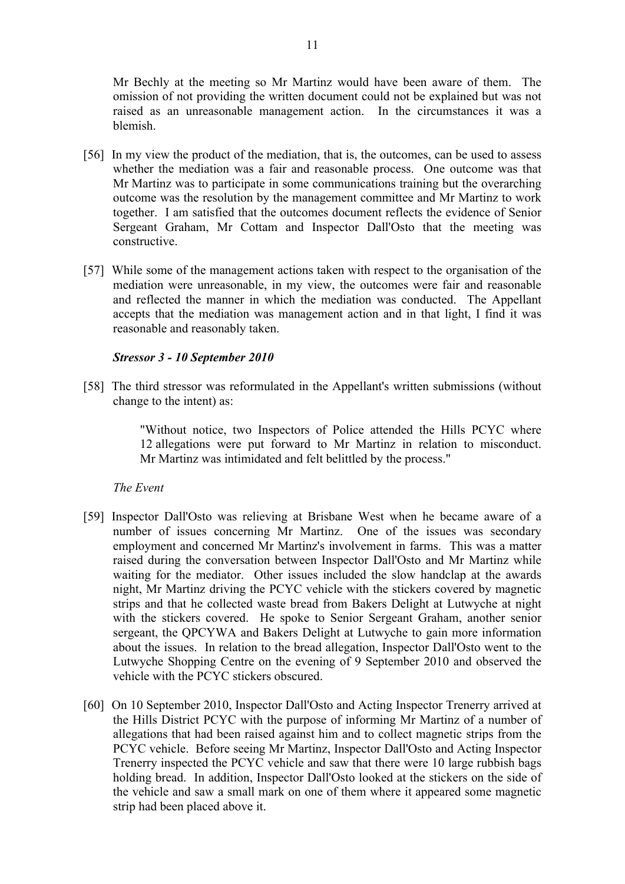Mr Bechly at the meeting so Mr Martinz would have been aware of them. The omission of not providing the written document could not be explained but was not raised as an unreasonable management action. In the circumstances it was a blemish.

[56] In my view the product of the mediation, that is, the outcomes, can be used to assess whether the mediation was a fair and reasonable process. One outcome was that Mr Martinz was to participate in some communications training but the overarching outcome was the resolution by the management committee and Mr Martinz to work together. I am satisfied that the outcomes document reflects the evidence of Senior Sergeant Graham, Mr Cottam and Inspector Dall'Osto that the meeting was constructive.

[57] While some of the management actions taken with respect to the organisation of the mediation were unreasonable, in my view, the outcomes were fair and reasonable and reflected the manner in which the mediation was conducted. The Appellant accepts that the mediation was management action and in that light, I find it was reasonable and reasonably taken.

***Stressor 3 - 10 September 2010***

[58] The third stressor was reformulated in the Appellant's written submissions (without change to the intent) as:

> "Without notice, two Inspectors of Police attended the Hills PCYC where 12 allegations were put forward to Mr Martinz in relation to misconduct. Mr Martinz was intimidated and felt belittled by the process."

*The Event*

[59] Inspector Dall'Osto was relieving at Brisbane West when he became aware of a number of issues concerning Mr Martinz. One of the issues was secondary employment and concerned Mr Martinz's involvement in farms. This was a matter raised during the conversation between Inspector Dall'Osto and Mr Martinz while waiting for the mediator. Other issues included the slow handclap at the awards night, Mr Martinz driving the PCYC vehicle with the stickers covered by magnetic strips and that he collected waste bread from Bakers Delight at Lutwyche at night with the stickers covered. He spoke to Senior Sergeant Graham, another senior sergeant, the QPCYWA and Bakers Delight at Lutwyche to gain more information about the issues. In relation to the bread allegation, Inspector Dall'Osto went to the Lutwyche Shopping Centre on the evening of 9 September 2010 and observed the vehicle with the PCYC stickers obscured.

[60] On 10 September 2010, Inspector Dall'Osto and Acting Inspector Trenerry arrived at the Hills District PCYC with the purpose of informing Mr Martinz of a number of allegations that had been raised against him and to collect magnetic strips from the PCYC vehicle. Before seeing Mr Martinz, Inspector Dall'Osto and Acting Inspector Trenerry inspected the PCYC vehicle and saw that there were 10 large rubbish bags holding bread. In addition, Inspector Dall'Osto looked at the stickers on the side of the vehicle and saw a small mark on one of them where it appeared some magnetic strip had been placed above it.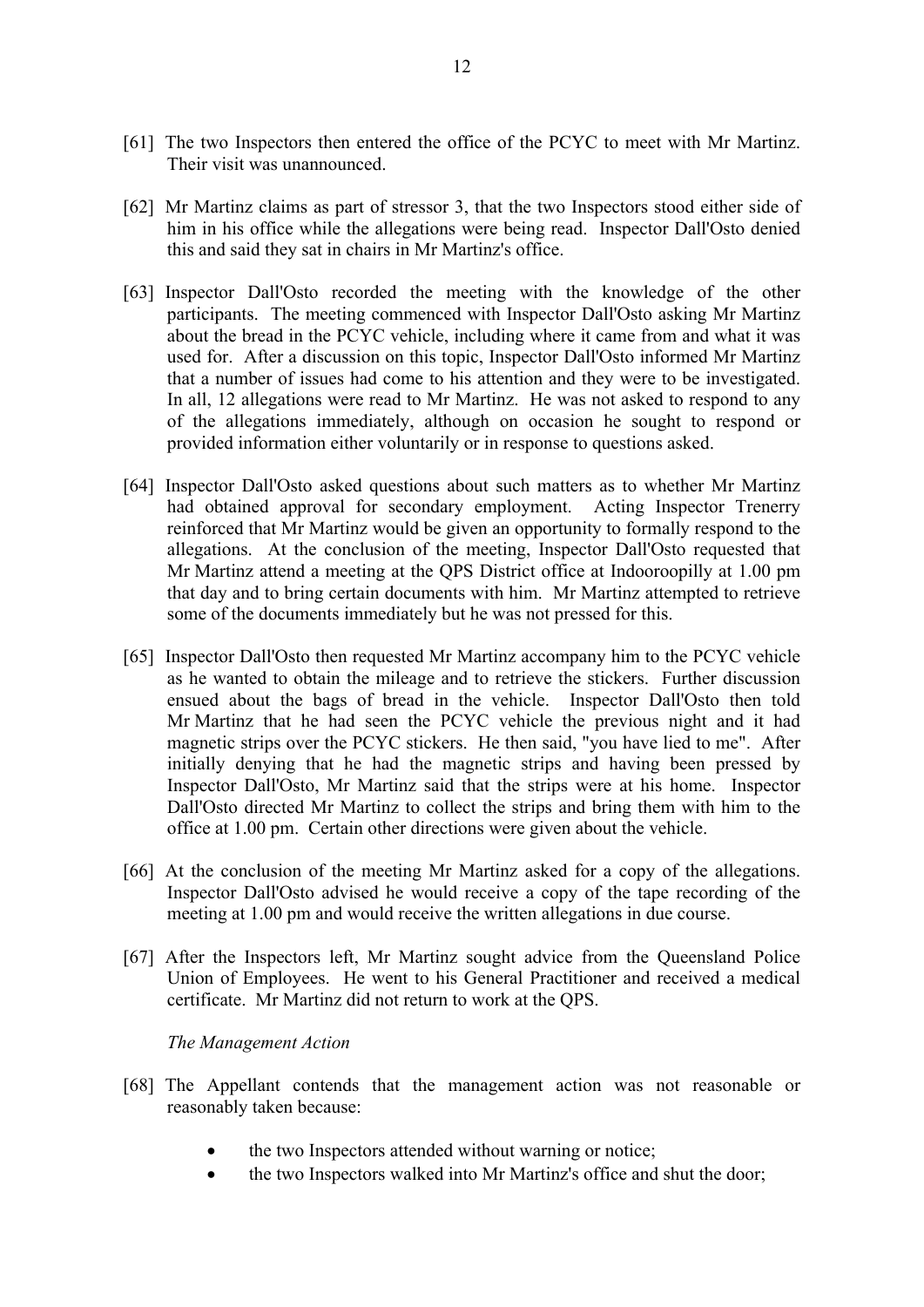[61] The two Inspectors then entered the office of the PCYC to meet with Mr Martinz. Their visit was unannounced.

[62] Mr Martinz claims as part of stressor 3, that the two Inspectors stood either side of him in his office while the allegations were being read. Inspector Dall'Osto denied this and said they sat in chairs in Mr Martinz's office.

[63] Inspector Dall'Osto recorded the meeting with the knowledge of the other participants. The meeting commenced with Inspector Dall'Osto asking Mr Martinz about the bread in the PCYC vehicle, including where it came from and what it was used for. After a discussion on this topic, Inspector Dall'Osto informed Mr Martinz that a number of issues had come to his attention and they were to be investigated. In all, 12 allegations were read to Mr Martinz. He was not asked to respond to any of the allegations immediately, although on occasion he sought to respond or provided information either voluntarily or in response to questions asked.

[64] Inspector Dall'Osto asked questions about such matters as to whether Mr Martinz had obtained approval for secondary employment. Acting Inspector Trenerry reinforced that Mr Martinz would be given an opportunity to formally respond to the allegations. At the conclusion of the meeting, Inspector Dall'Osto requested that Mr Martinz attend a meeting at the QPS District office at Indooroopilly at 1.00 pm that day and to bring certain documents with him. Mr Martinz attempted to retrieve some of the documents immediately but he was not pressed for this.

[65] Inspector Dall'Osto then requested Mr Martinz accompany him to the PCYC vehicle as he wanted to obtain the mileage and to retrieve the stickers. Further discussion ensued about the bags of bread in the vehicle. Inspector Dall'Osto then told Mr Martinz that he had seen the PCYC vehicle the previous night and it had magnetic strips over the PCYC stickers. He then said, "you have lied to me". After initially denying that he had the magnetic strips and having been pressed by Inspector Dall'Osto, Mr Martinz said that the strips were at his home. Inspector Dall'Osto directed Mr Martinz to collect the strips and bring them with him to the office at 1.00 pm. Certain other directions were given about the vehicle.

[66] At the conclusion of the meeting Mr Martinz asked for a copy of the allegations. Inspector Dall'Osto advised he would receive a copy of the tape recording of the meeting at 1.00 pm and would receive the written allegations in due course.

[67] After the Inspectors left, Mr Martinz sought advice from the Queensland Police Union of Employees. He went to his General Practitioner and received a medical certificate. Mr Martinz did not return to work at the QPS.

*The Management Action*

[68] The Appellant contends that the management action was not reasonable or reasonably taken because:

- the two Inspectors attended without warning or notice;
- the two Inspectors walked into Mr Martinz's office and shut the door;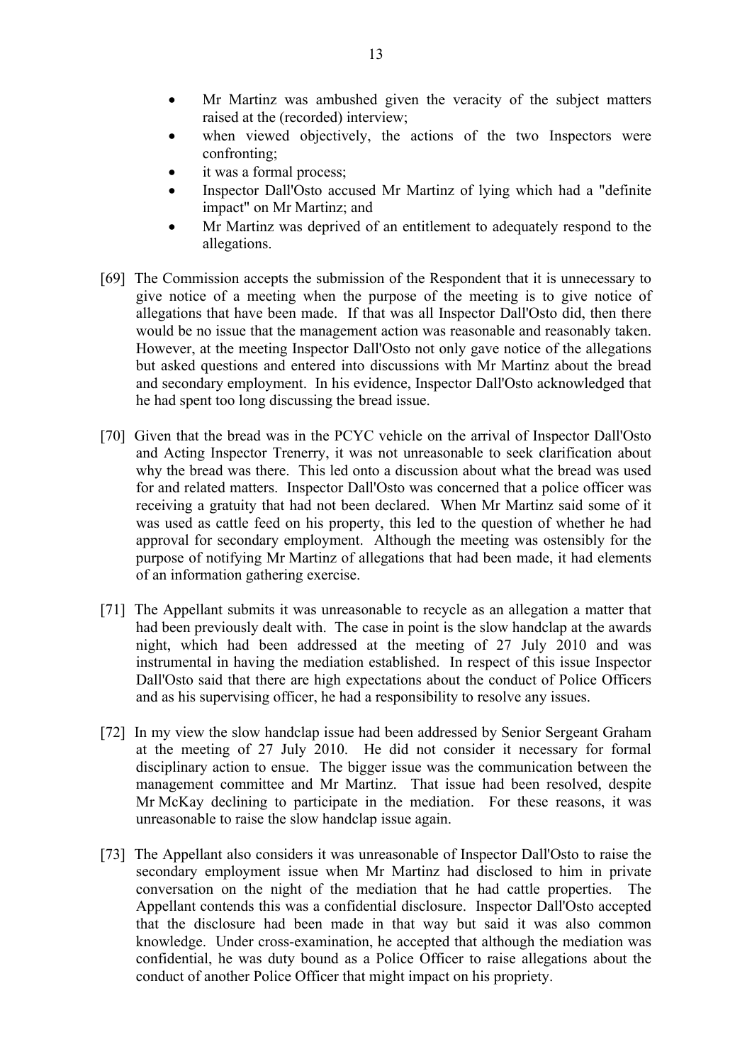- Mr Martinz was ambushed given the veracity of the subject matters raised at the (recorded) interview;
- when viewed objectively, the actions of the two Inspectors were confronting;
- it was a formal process;
- Inspector Dall'Osto accused Mr Martinz of lying which had a "definite impact" on Mr Martinz; and
- Mr Martinz was deprived of an entitlement to adequately respond to the allegations.

[69] The Commission accepts the submission of the Respondent that it is unnecessary to give notice of a meeting when the purpose of the meeting is to give notice of allegations that have been made. If that was all Inspector Dall'Osto did, then there would be no issue that the management action was reasonable and reasonably taken. However, at the meeting Inspector Dall'Osto not only gave notice of the allegations but asked questions and entered into discussions with Mr Martinz about the bread and secondary employment. In his evidence, Inspector Dall'Osto acknowledged that he had spent too long discussing the bread issue.

[70] Given that the bread was in the PCYC vehicle on the arrival of Inspector Dall'Osto and Acting Inspector Trenerry, it was not unreasonable to seek clarification about why the bread was there. This led onto a discussion about what the bread was used for and related matters. Inspector Dall'Osto was concerned that a police officer was receiving a gratuity that had not been declared. When Mr Martinz said some of it was used as cattle feed on his property, this led to the question of whether he had approval for secondary employment. Although the meeting was ostensibly for the purpose of notifying Mr Martinz of allegations that had been made, it had elements of an information gathering exercise.

[71] The Appellant submits it was unreasonable to recycle as an allegation a matter that had been previously dealt with. The case in point is the slow handclap at the awards night, which had been addressed at the meeting of 27 July 2010 and was instrumental in having the mediation established. In respect of this issue Inspector Dall'Osto said that there are high expectations about the conduct of Police Officers and as his supervising officer, he had a responsibility to resolve any issues.

[72] In my view the slow handclap issue had been addressed by Senior Sergeant Graham at the meeting of 27 July 2010. He did not consider it necessary for formal disciplinary action to ensue. The bigger issue was the communication between the management committee and Mr Martinz. That issue had been resolved, despite Mr McKay declining to participate in the mediation. For these reasons, it was unreasonable to raise the slow handclap issue again.

[73] The Appellant also considers it was unreasonable of Inspector Dall'Osto to raise the secondary employment issue when Mr Martinz had disclosed to him in private conversation on the night of the mediation that he had cattle properties. The Appellant contends this was a confidential disclosure. Inspector Dall'Osto accepted that the disclosure had been made in that way but said it was also common knowledge. Under cross-examination, he accepted that although the mediation was confidential, he was duty bound as a Police Officer to raise allegations about the conduct of another Police Officer that might impact on his propriety.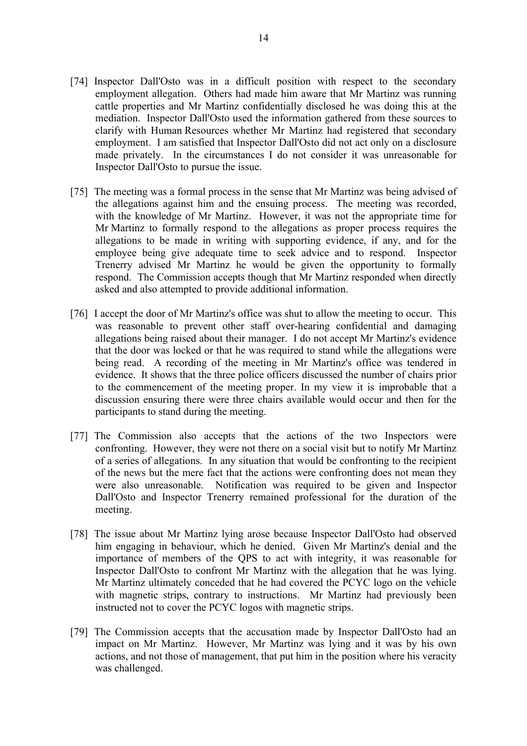[74] Inspector Dall'Osto was in a difficult position with respect to the secondary employment allegation. Others had made him aware that Mr Martinz was running cattle properties and Mr Martinz confidentially disclosed he was doing this at the mediation. Inspector Dall'Osto used the information gathered from these sources to clarify with Human Resources whether Mr Martinz had registered that secondary employment. I am satisfied that Inspector Dall'Osto did not act only on a disclosure made privately. In the circumstances I do not consider it was unreasonable for Inspector Dall'Osto to pursue the issue.

[75] The meeting was a formal process in the sense that Mr Martinz was being advised of the allegations against him and the ensuing process. The meeting was recorded, with the knowledge of Mr Martinz. However, it was not the appropriate time for Mr Martinz to formally respond to the allegations as proper process requires the allegations to be made in writing with supporting evidence, if any, and for the employee being give adequate time to seek advice and to respond. Inspector Trenerry advised Mr Martinz he would be given the opportunity to formally respond. The Commission accepts though that Mr Martinz responded when directly asked and also attempted to provide additional information.

[76] I accept the door of Mr Martinz's office was shut to allow the meeting to occur. This was reasonable to prevent other staff over-hearing confidential and damaging allegations being raised about their manager. I do not accept Mr Martinz's evidence that the door was locked or that he was required to stand while the allegations were being read. A recording of the meeting in Mr Martinz's office was tendered in evidence. It shows that the three police officers discussed the number of chairs prior to the commencement of the meeting proper. In my view it is improbable that a discussion ensuring there were three chairs available would occur and then for the participants to stand during the meeting.

[77] The Commission also accepts that the actions of the two Inspectors were confronting. However, they were not there on a social visit but to notify Mr Martinz of a series of allegations. In any situation that would be confronting to the recipient of the news but the mere fact that the actions were confronting does not mean they were also unreasonable. Notification was required to be given and Inspector Dall'Osto and Inspector Trenerry remained professional for the duration of the meeting.

[78] The issue about Mr Martinz lying arose because Inspector Dall'Osto had observed him engaging in behaviour, which he denied. Given Mr Martinz's denial and the importance of members of the QPS to act with integrity, it was reasonable for Inspector Dall'Osto to confront Mr Martinz with the allegation that he was lying. Mr Martinz ultimately conceded that he had covered the PCYC logo on the vehicle with magnetic strips, contrary to instructions. Mr Martinz had previously been instructed not to cover the PCYC logos with magnetic strips.

[79] The Commission accepts that the accusation made by Inspector Dall'Osto had an impact on Mr Martinz. However, Mr Martinz was lying and it was by his own actions, and not those of management, that put him in the position where his veracity was challenged.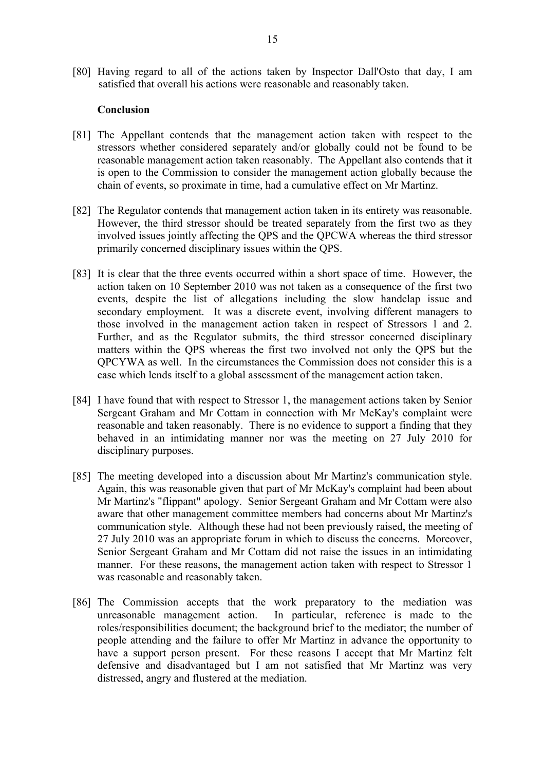[80] Having regard to all of the actions taken by Inspector Dall'Osto that day, I am satisfied that overall his actions were reasonable and reasonably taken.

**Conclusion**

[81] The Appellant contends that the management action taken with respect to the stressors whether considered separately and/or globally could not be found to be reasonable management action taken reasonably. The Appellant also contends that it is open to the Commission to consider the management action globally because the chain of events, so proximate in time, had a cumulative effect on Mr Martinz.

[82] The Regulator contends that management action taken in its entirety was reasonable. However, the third stressor should be treated separately from the first two as they involved issues jointly affecting the QPS and the QPCWA whereas the third stressor primarily concerned disciplinary issues within the QPS.

[83] It is clear that the three events occurred within a short space of time. However, the action taken on 10 September 2010 was not taken as a consequence of the first two events, despite the list of allegations including the slow handclap issue and secondary employment. It was a discrete event, involving different managers to those involved in the management action taken in respect of Stressors 1 and 2. Further, and as the Regulator submits, the third stressor concerned disciplinary matters within the QPS whereas the first two involved not only the QPS but the QPCYWA as well. In the circumstances the Commission does not consider this is a case which lends itself to a global assessment of the management action taken.

[84] I have found that with respect to Stressor 1, the management actions taken by Senior Sergeant Graham and Mr Cottam in connection with Mr McKay's complaint were reasonable and taken reasonably. There is no evidence to support a finding that they behaved in an intimidating manner nor was the meeting on 27 July 2010 for disciplinary purposes.

[85] The meeting developed into a discussion about Mr Martinz's communication style. Again, this was reasonable given that part of Mr McKay's complaint had been about Mr Martinz's "flippant" apology. Senior Sergeant Graham and Mr Cottam were also aware that other management committee members had concerns about Mr Martinz's communication style. Although these had not been previously raised, the meeting of 27 July 2010 was an appropriate forum in which to discuss the concerns. Moreover, Senior Sergeant Graham and Mr Cottam did not raise the issues in an intimidating manner. For these reasons, the management action taken with respect to Stressor 1 was reasonable and reasonably taken.

[86] The Commission accepts that the work preparatory to the mediation was unreasonable management action. In particular, reference is made to the roles/responsibilities document; the background brief to the mediator; the number of people attending and the failure to offer Mr Martinz in advance the opportunity to have a support person present. For these reasons I accept that Mr Martinz felt defensive and disadvantaged but I am not satisfied that Mr Martinz was very distressed, angry and flustered at the mediation.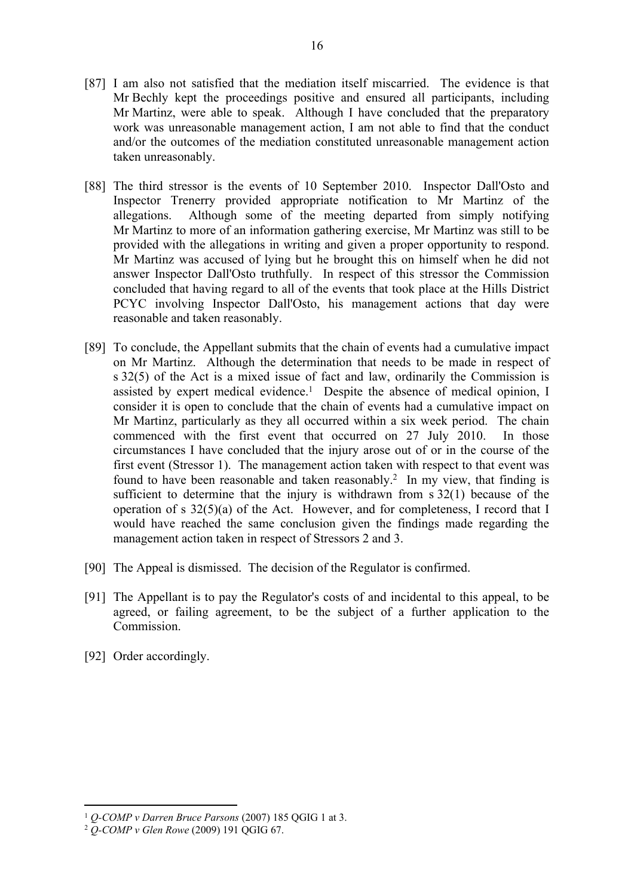[87] I am also not satisfied that the mediation itself miscarried. The evidence is that Mr Bechly kept the proceedings positive and ensured all participants, including Mr Martinz, were able to speak. Although I have concluded that the preparatory work was unreasonable management action, I am not able to find that the conduct and/or the outcomes of the mediation constituted unreasonable management action taken unreasonably.

[88] The third stressor is the events of 10 September 2010. Inspector Dall'Osto and Inspector Trenerry provided appropriate notification to Mr Martinz of the allegations. Although some of the meeting departed from simply notifying Mr Martinz to more of an information gathering exercise, Mr Martinz was still to be provided with the allegations in writing and given a proper opportunity to respond. Mr Martinz was accused of lying but he brought this on himself when he did not answer Inspector Dall'Osto truthfully. In respect of this stressor the Commission concluded that having regard to all of the events that took place at the Hills District PCYC involving Inspector Dall'Osto, his management actions that day were reasonable and taken reasonably.

[89] To conclude, the Appellant submits that the chain of events had a cumulative impact on Mr Martinz. Although the determination that needs to be made in respect of s 32(5) of the Act is a mixed issue of fact and law, ordinarily the Commission is assisted by expert medical evidence.[1] Despite the absence of medical opinion, I consider it is open to conclude that the chain of events had a cumulative impact on Mr Martinz, particularly as they all occurred within a six week period. The chain commenced with the first event that occurred on 27 July 2010. In those circumstances I have concluded that the injury arose out of or in the course of the first event (Stressor 1). The management action taken with respect to that event was found to have been reasonable and taken reasonably.[2] In my view, that finding is sufficient to determine that the injury is withdrawn from s 32(1) because of the operation of s 32(5)(a) of the Act. However, and for completeness, I record that I would have reached the same conclusion given the findings made regarding the management action taken in respect of Stressors 2 and 3.

[90] The Appeal is dismissed. The decision of the Regulator is confirmed.

[91] The Appellant is to pay the Regulator's costs of and incidental to this appeal, to be agreed, or failing agreement, to be the subject of a further application to the Commission.

[92] Order accordingly.

---

[1] *Q-COMP v Darren Bruce Parsons* (2007) 185 QGIG 1 at 3.

[2] *Q-COMP v Glen Rowe* (2009) 191 QGIG 67.